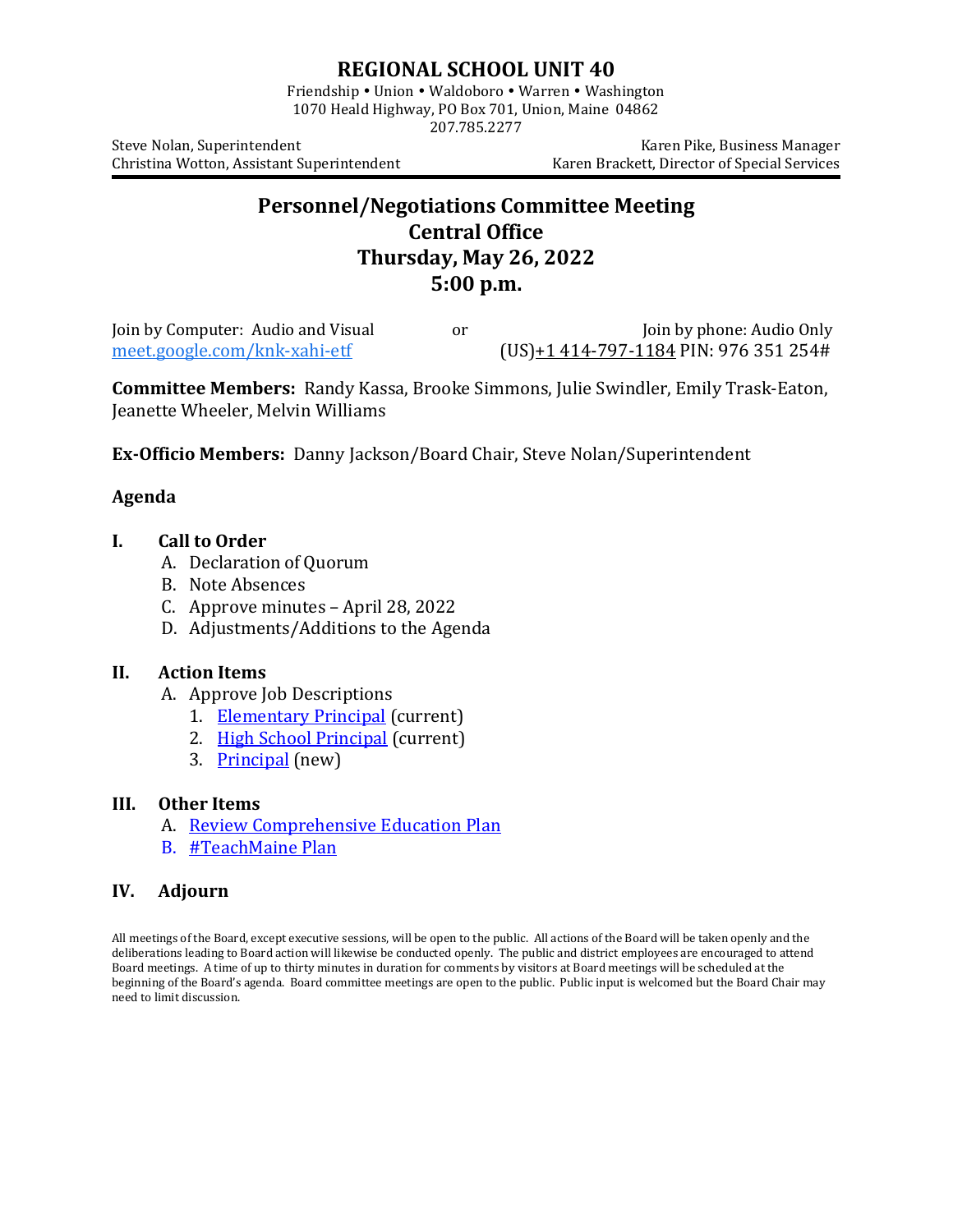# REGIONAL SCHOOL UNIT 40

Friendship • Union • Waldoboro • Warren • Washington
1070 Heald Highway, PO Box 701, Union, Maine 04862
207.785.2277

Steve Nolan, Superintendent
Christina Wotton, Assistant Superintendent

Karen Pike, Business Manager
Karen Brackett, Director of Special Services

## Personnel/Negotiations Committee Meeting
## Central Office
## Thursday, May 26, 2022
## 5:00 p.m.

Join by Computer: Audio and Visual
meet.google.com/knk-xahi-etf

or

Join by phone: Audio Only
(US)+1 414-797-1184 PIN: 976 351 254#

**Committee Members:** Randy Kassa, Brooke Simmons, Julie Swindler, Emily Trask-Eaton, Jeanette Wheeler, Melvin Williams

**Ex-Officio Members:** Danny Jackson/Board Chair, Steve Nolan/Superintendent

### Agenda

**I. Call to Order**

A. Declaration of Quorum
B. Note Absences
C. Approve minutes – April 28, 2022
D. Adjustments/Additions to the Agenda

**II. Action Items**

A. Approve Job Descriptions
   1. Elementary Principal (current)
   2. High School Principal (current)
   3. Principal (new)

**III. Other Items**

A. Review Comprehensive Education Plan
B. #TeachMaine Plan

**IV. Adjourn**

All meetings of the Board, except executive sessions, will be open to the public. All actions of the Board will be taken openly and the deliberations leading to Board action will likewise be conducted openly. The public and district employees are encouraged to attend Board meetings. A time of up to thirty minutes in duration for comments by visitors at Board meetings will be scheduled at the beginning of the Board's agenda. Board committee meetings are open to the public. Public input is welcomed but the Board Chair may need to limit discussion.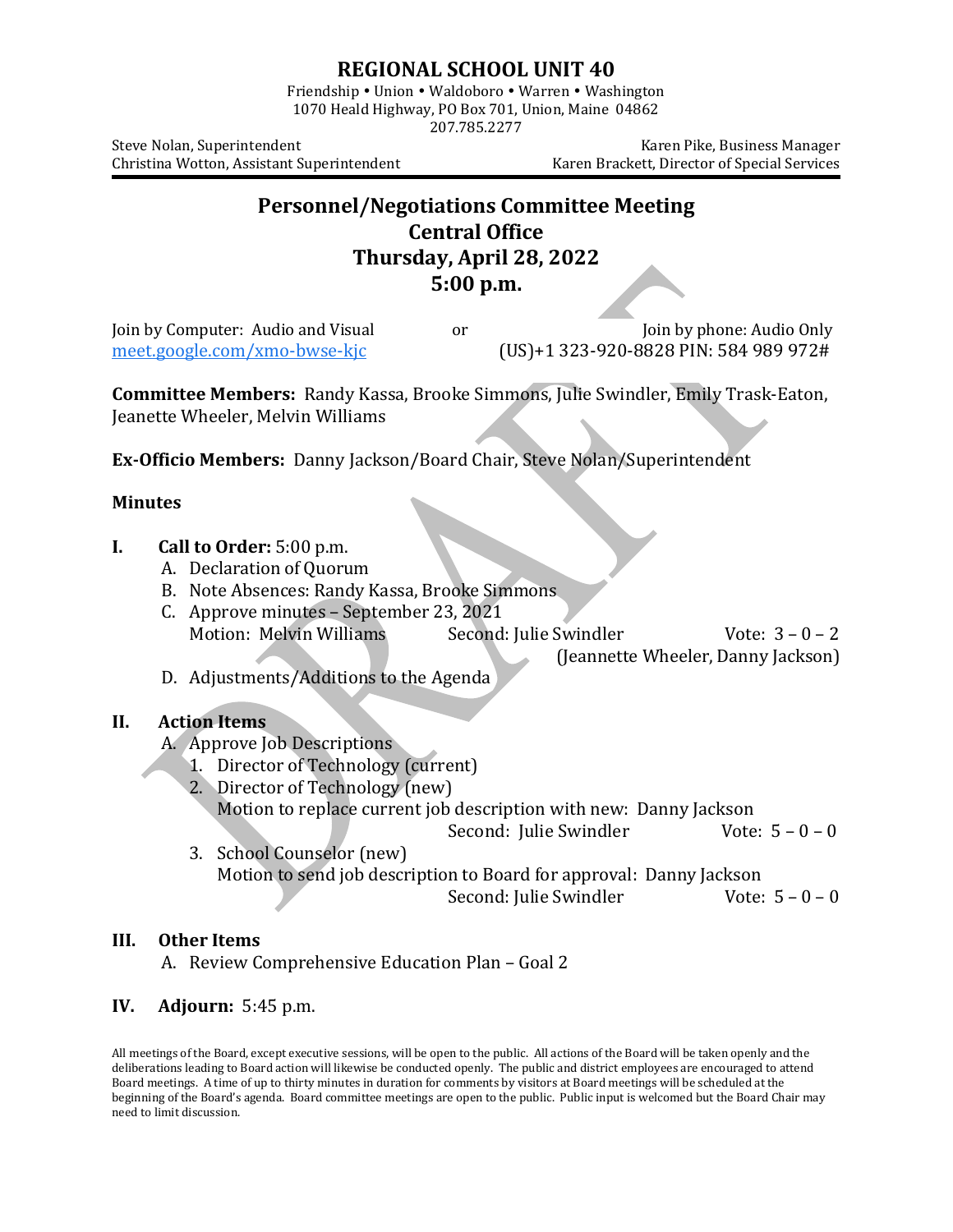# REGIONAL SCHOOL UNIT 40

Friendship • Union • Waldoboro • Warren • Washington
1070 Heald Highway, PO Box 701, Union, Maine 04862
207.785.2277

Steve Nolan, Superintendent — Karen Pike, Business Manager
Christina Wotton, Assistant Superintendent — Karen Brackett, Director of Special Services

## Personnel/Negotiations Committee Meeting
## Central Office
## Thursday, April 28, 2022
## 5:00 p.m.

Join by Computer: Audio and Visual or Join by phone: Audio Only
meet.google.com/xmo-bwse-kjc (US)+1 323-920-8828 PIN: 584 989 972#

**Committee Members:** Randy Kassa, Brooke Simmons, Julie Swindler, Emily Trask-Eaton, Jeanette Wheeler, Melvin Williams

**Ex-Officio Members:** Danny Jackson/Board Chair, Steve Nolan/Superintendent

**Minutes**

**I. Call to Order:** 5:00 p.m.

- A. Declaration of Quorum
- B. Note Absences: Randy Kassa, Brooke Simmons
- C. Approve minutes – September 23, 2021
  Motion: Melvin Williams Second: Julie Swindler Vote: 3 – 0 – 2
  (Jeannette Wheeler, Danny Jackson)
- D. Adjustments/Additions to the Agenda

**II. Action Items**

- A. Approve Job Descriptions
  1. Director of Technology (current)
  2. Director of Technology (new)
     Motion to replace current job description with new: Danny Jackson
     Second: Julie Swindler Vote: 5 – 0 – 0
  3. School Counselor (new)
     Motion to send job description to Board for approval: Danny Jackson
     Second: Julie Swindler Vote: 5 – 0 – 0

**III. Other Items**

- A. Review Comprehensive Education Plan – Goal 2

**IV. Adjourn:** 5:45 p.m.

All meetings of the Board, except executive sessions, will be open to the public. All actions of the Board will be taken openly and the deliberations leading to Board action will likewise be conducted openly. The public and district employees are encouraged to attend Board meetings. A time of up to thirty minutes in duration for comments by visitors at Board meetings will be scheduled at the beginning of the Board's agenda. Board committee meetings are open to the public. Public input is welcomed but the Board Chair may need to limit discussion.